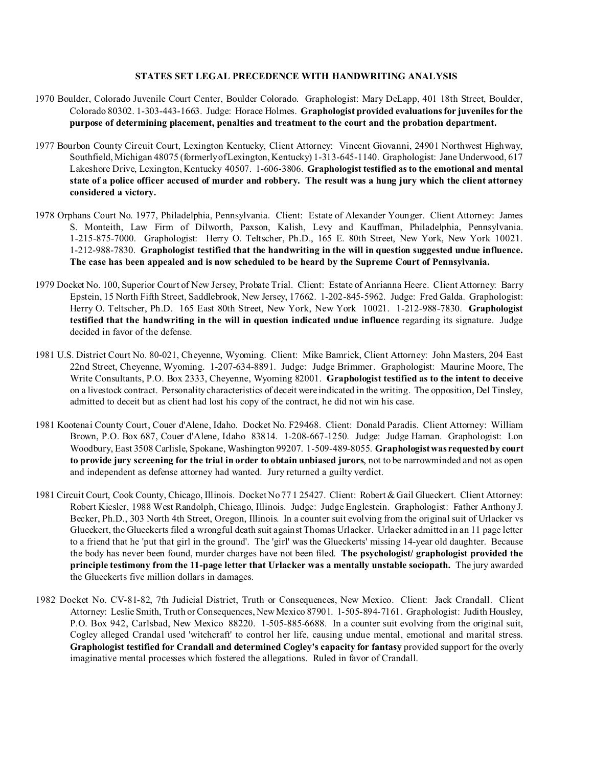**STATES SET LEGAL PRECEDENCE WITH HANDWRITING ANALYSIS**

1970 Boulder, Colorado Juvenile Court Center, Boulder Colorado. Graphologist: Mary DeLapp, 401 18th Street, Boulder, Colorado 80302. 1-303-443-1663. Judge: Horace Holmes. **Graphologist provided evaluations for juveniles for the purpose of determining placement, penalties and treatment to the court and the probation department.**

1977 Bourbon County Circuit Court, Lexington Kentucky, Client Attorney: Vincent Giovanni, 24901 Northwest Highway, Southfield, Michigan 48075 (formerly of Lexington, Kentucky) 1-313-645-1140. Graphologist: Jane Underwood, 617 Lakeshore Drive, Lexington, Kentucky 40507. 1-606-3806. **Graphologist testified as to the emotional and mental state of a police officer accused of murder and robbery. The result was a hung jury which the client attorney considered a victory.**

1978 Orphans Court No. 1977, Philadelphia, Pennsylvania. Client: Estate of Alexander Younger. Client Attorney: James S. Monteith, Law Firm of Dilworth, Paxson, Kalish, Levy and Kauffman, Philadelphia, Pennsylvania. 1-215-875-7000. Graphologist: Herry O. Teltscher, Ph.D., 165 E. 80th Street, New York, New York 10021. 1-212-988-7830. **Graphologist testified that the handwriting in the will in question suggested undue influence. The case has been appealed and is now scheduled to be heard by the Supreme Court of Pennsylvania.**

1979 Docket No. 100, Superior Court of New Jersey, Probate Trial. Client: Estate of Anrianna Heere. Client Attorney: Barry Epstein, 15 North Fifth Street, Saddlebrook, New Jersey, 17662. 1-202-845-5962. Judge: Fred Galda. Graphologist: Herry O. Teltscher, Ph.D. 165 East 80th Street, New York, New York 10021. 1-212-988-7830. **Graphologist testified that the handwriting in the will in question indicated undue influence** regarding its signature. Judge decided in favor of the defense.

1981 U.S. District Court No. 80-021, Cheyenne, Wyoming. Client: Mike Bamrick, Client Attorney: John Masters, 204 East 22nd Street, Cheyenne, Wyoming. 1-207-634-8891. Judge: Judge Brimmer. Graphologist: Maurine Moore, The Write Consultants, P.O. Box 2333, Cheyenne, Wyoming 82001. **Graphologist testified as to the intent to deceive** on a livestock contract. Personality characteristics of deceit were indicated in the writing. The opposition, Del Tinsley, admitted to deceit but as client had lost his copy of the contract, he did not win his case.

1981 Kootenai County Court, Couer d'Alene, Idaho. Docket No. F29468. Client: Donald Paradis. Client Attorney: William Brown, P.O. Box 687, Couer d'Alene, Idaho 83814. 1-208-667-1250. Judge: Judge Haman. Graphologist: Lon Woodbury, East 3508 Carlisle, Spokane, Washington 99207. 1-509-489-8055. **Graphologist was requested by court to provide jury screening for the trial in order to obtain unbiased jurors**, not to be narrowminded and not as open and independent as defense attorney had wanted. Jury returned a guilty verdict.

1981 Circuit Court, Cook County, Chicago, Illinois. Docket No 77 1 25427. Client: Robert & Gail Glueckert. Client Attorney: Robert Kiesler, 1988 West Randolph, Chicago, Illinois. Judge: Judge Englestein. Graphologist: Father Anthony J. Becker, Ph.D., 303 North 4th Street, Oregon, Illinois. In a counter suit evolving from the original suit of Urlacker vs Glueckert, the Glueckerts filed a wrongful death suit against Thomas Urlacker. Urlacker admitted in an 11 page letter to a friend that he 'put that girl in the ground'. The 'girl' was the Glueckerts' missing 14-year old daughter. Because the body has never been found, murder charges have not been filed. **The psychologist/ graphologist provided the principle testimony from the 11-page letter that Urlacker was a mentally unstable sociopath.** The jury awarded the Glueckerts five million dollars in damages.

1982 Docket No. CV-81-82, 7th Judicial District, Truth or Consequences, New Mexico. Client: Jack Crandall. Client Attorney: Leslie Smith, Truth or Consequences, New Mexico 87901. 1-505-894-7161. Graphologist: Judith Housley, P.O. Box 942, Carlsbad, New Mexico 88220. 1-505-885-6688. In a counter suit evolving from the original suit, Cogley alleged Crandal used 'witchcraft' to control her life, causing undue mental, emotional and marital stress. **Graphologist testified for Crandall and determined Cogley's capacity for fantasy** provided support for the overly imaginative mental processes which fostered the allegations. Ruled in favor of Crandall.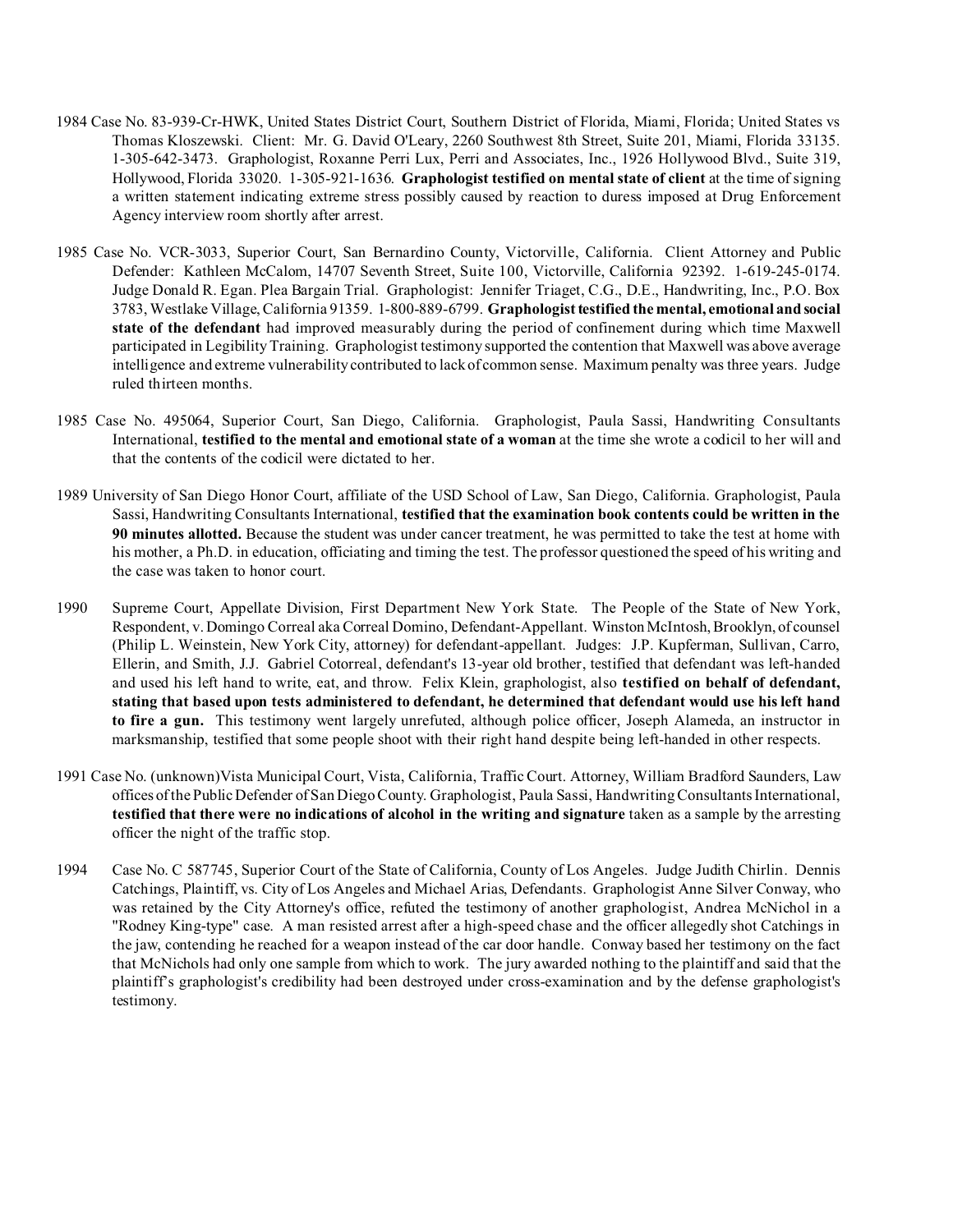1984 Case No. 83-939-Cr-HWK, United States District Court, Southern District of Florida, Miami, Florida; United States vs Thomas Kloszewski. Client: Mr. G. David O'Leary, 2260 Southwest 8th Street, Suite 201, Miami, Florida 33135. 1-305-642-3473. Graphologist, Roxanne Perri Lux, Perri and Associates, Inc., 1926 Hollywood Blvd., Suite 319, Hollywood, Florida 33020. 1-305-921-1636. **Graphologist testified on mental state of client** at the time of signing a written statement indicating extreme stress possibly caused by reaction to duress imposed at Drug Enforcement Agency interview room shortly after arrest.

1985 Case No. VCR-3033, Superior Court, San Bernardino County, Victorville, California. Client Attorney and Public Defender: Kathleen McCalom, 14707 Seventh Street, Suite 100, Victorville, California 92392. 1-619-245-0174. Judge Donald R. Egan. Plea Bargain Trial. Graphologist: Jennifer Triaget, C.G., D.E., Handwriting, Inc., P.O. Box 3783, Westlake Village, California 91359. 1-800-889-6799. **Graphologist testified the mental, emotional and social state of the defendant** had improved measurably during the period of confinement during which time Maxwell participated in Legibility Training. Graphologist testimony supported the contention that Maxwell was above average intelligence and extreme vulnerability contributed to lack of common sense. Maximum penalty was three years. Judge ruled thirteen months.

1985 Case No. 495064, Superior Court, San Diego, California. Graphologist, Paula Sassi, Handwriting Consultants International, **testified to the mental and emotional state of a woman** at the time she wrote a codicil to her will and that the contents of the codicil were dictated to her.

1989 University of San Diego Honor Court, affiliate of the USD School of Law, San Diego, California. Graphologist, Paula Sassi, Handwriting Consultants International, **testified that the examination book contents could be written in the 90 minutes allotted.** Because the student was under cancer treatment, he was permitted to take the test at home with his mother, a Ph.D. in education, officiating and timing the test. The professor questioned the speed of his writing and the case was taken to honor court.

1990 Supreme Court, Appellate Division, First Department New York State. The People of the State of New York, Respondent, v. Domingo Correal aka Correal Domino, Defendant-Appellant. Winston McIntosh, Brooklyn, of counsel (Philip L. Weinstein, New York City, attorney) for defendant-appellant. Judges: J.P. Kupferman, Sullivan, Carro, Ellerin, and Smith, J.J. Gabriel Cotorreal, defendant's 13-year old brother, testified that defendant was left-handed and used his left hand to write, eat, and throw. Felix Klein, graphologist, also **testified on behalf of defendant, stating that based upon tests administered to defendant, he determined that defendant would use his left hand to fire a gun.** This testimony went largely unrefuted, although police officer, Joseph Alameda, an instructor in marksmanship, testified that some people shoot with their right hand despite being left-handed in other respects.

1991 Case No. (unknown)Vista Municipal Court, Vista, California, Traffic Court. Attorney, William Bradford Saunders, Law offices of the Public Defender of San Diego County. Graphologist, Paula Sassi, Handwriting Consultants International, **testified that there were no indications of alcohol in the writing and signature** taken as a sample by the arresting officer the night of the traffic stop.

1994 Case No. C 587745, Superior Court of the State of California, County of Los Angeles. Judge Judith Chirlin. Dennis Catchings, Plaintiff, vs. City of Los Angeles and Michael Arias, Defendants. Graphologist Anne Silver Conway, who was retained by the City Attorney's office, refuted the testimony of another graphologist, Andrea McNichol in a "Rodney King-type" case. A man resisted arrest after a high-speed chase and the officer allegedly shot Catchings in the jaw, contending he reached for a weapon instead of the car door handle. Conway based her testimony on the fact that McNichols had only one sample from which to work. The jury awarded nothing to the plaintiff and said that the plaintiff's graphologist's credibility had been destroyed under cross-examination and by the defense graphologist's testimony.